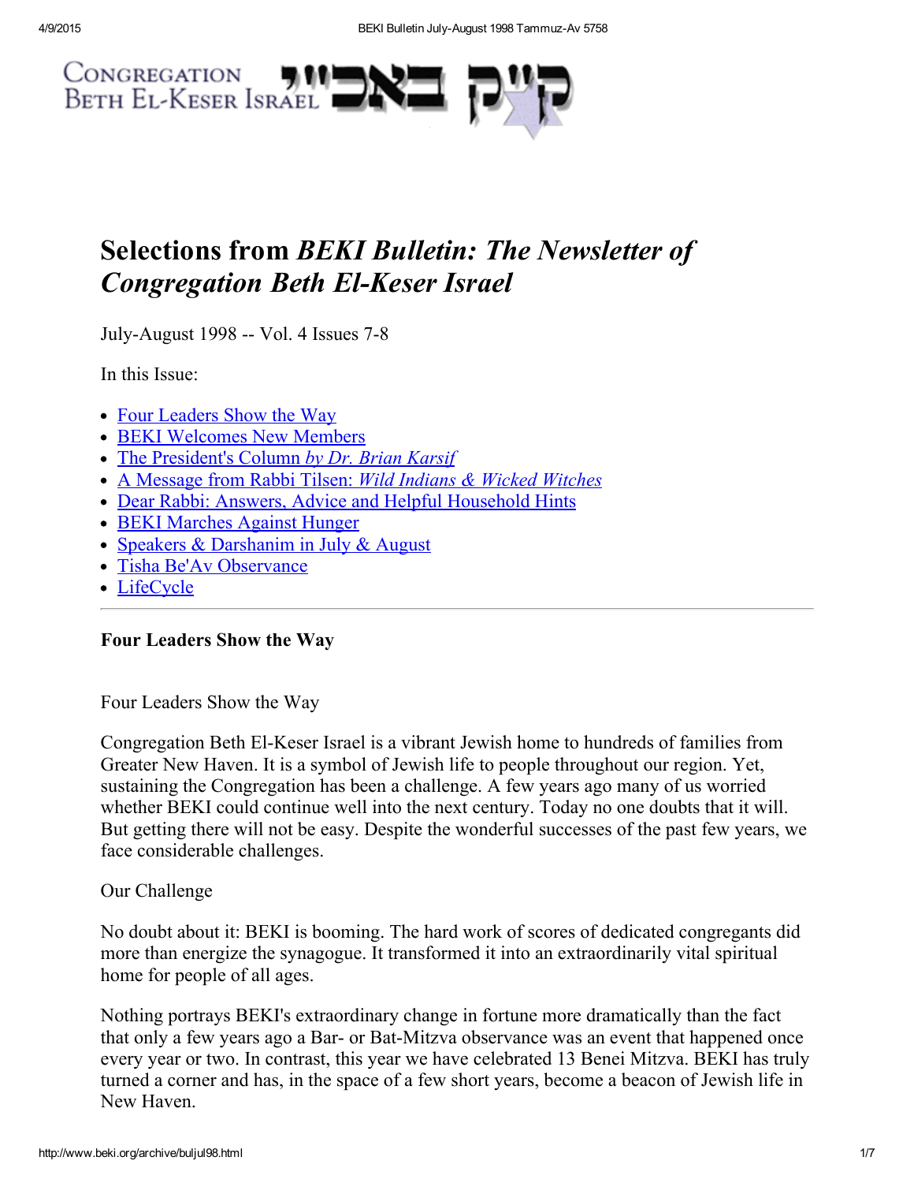Congregation Beth El-Keser Israel קײַק באַכײַ

# Selections from *BEKI Bulletin: The Newsletter of Congregation Beth El-Keser Israel*

July-August 1998 -- Vol. 4 Issues 7-8

In this Issue:

- Four Leaders Show the Way
- BEKI Welcomes New Members
- The President's Column *by Dr. Brian Karsif*
- A Message from Rabbi Tilsen: *Wild Indians & Wicked Witches*
- Dear Rabbi: Answers, Advice and Helpful Household Hints
- BEKI Marches Against Hunger
- Speakers & Darshanim in July & August
- Tisha Be'Av Observance
- LifeCycle

---

### Four Leaders Show the Way

Four Leaders Show the Way

Congregation Beth El-Keser Israel is a vibrant Jewish home to hundreds of families from Greater New Haven. It is a symbol of Jewish life to people throughout our region. Yet, sustaining the Congregation has been a challenge. A few years ago many of us worried whether BEKI could continue well into the next century. Today no one doubts that it will. But getting there will not be easy. Despite the wonderful successes of the past few years, we face considerable challenges.

Our Challenge

No doubt about it: BEKI is booming. The hard work of scores of dedicated congregants did more than energize the synagogue. It transformed it into an extraordinarily vital spiritual home for people of all ages.

Nothing portrays BEKI's extraordinary change in fortune more dramatically than the fact that only a few years ago a Bar- or Bat-Mitzva observance was an event that happened once every year or two. In contrast, this year we have celebrated 13 Benei Mitzva. BEKI has truly turned a corner and has, in the space of a few short years, become a beacon of Jewish life in New Haven.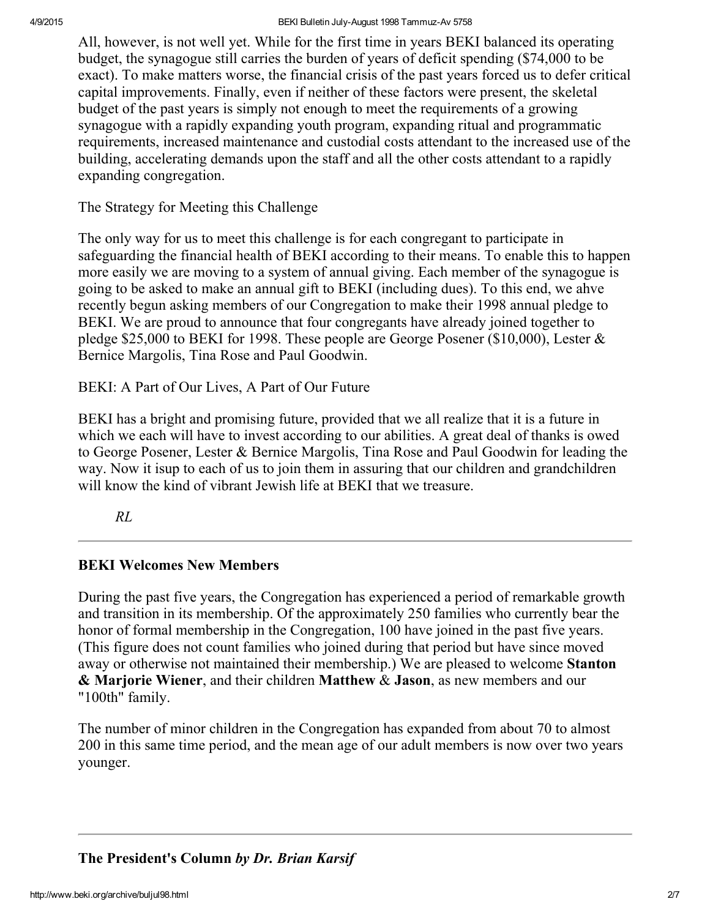All, however, is not well yet. While for the first time in years BEKI balanced its operating budget, the synagogue still carries the burden of years of deficit spending ($74,000 to be exact). To make matters worse, the financial crisis of the past years forced us to defer critical capital improvements. Finally, even if neither of these factors were present, the skeletal budget of the past years is simply not enough to meet the requirements of a growing synagogue with a rapidly expanding youth program, expanding ritual and programmatic requirements, increased maintenance and custodial costs attendant to the increased use of the building, accelerating demands upon the staff and all the other costs attendant to a rapidly expanding congregation.

The Strategy for Meeting this Challenge

The only way for us to meet this challenge is for each congregant to participate in safeguarding the financial health of BEKI according to their means. To enable this to happen more easily we are moving to a system of annual giving. Each member of the synagogue is going to be asked to make an annual gift to BEKI (including dues). To this end, we ahve recently begun asking members of our Congregation to make their 1998 annual pledge to BEKI. We are proud to announce that four congregants have already joined together to pledge $25,000 to BEKI for 1998. These people are George Posener ($10,000), Lester & Bernice Margolis, Tina Rose and Paul Goodwin.

BEKI: A Part of Our Lives, A Part of Our Future

BEKI has a bright and promising future, provided that we all realize that it is a future in which we each will have to invest according to our abilities. A great deal of thanks is owed to George Posener, Lester & Bernice Margolis, Tina Rose and Paul Goodwin for leading the way. Now it isup to each of us to join them in assuring that our children and grandchildren will know the kind of vibrant Jewish life at BEKI that we treasure.

*RL*

---

**BEKI Welcomes New Members**

During the past five years, the Congregation has experienced a period of remarkable growth and transition in its membership. Of the approximately 250 families who currently bear the honor of formal membership in the Congregation, 100 have joined in the past five years. (This figure does not count families who joined during that period but have since moved away or otherwise not maintained their membership.) We are pleased to welcome **Stanton & Marjorie Wiener**, and their children **Matthew** & **Jason**, as new members and our "100th" family.

The number of minor children in the Congregation has expanded from about 70 to almost 200 in this same time period, and the mean age of our adult members is now over two years younger.

---

**The President's Column** ***by Dr. Brian Karsif***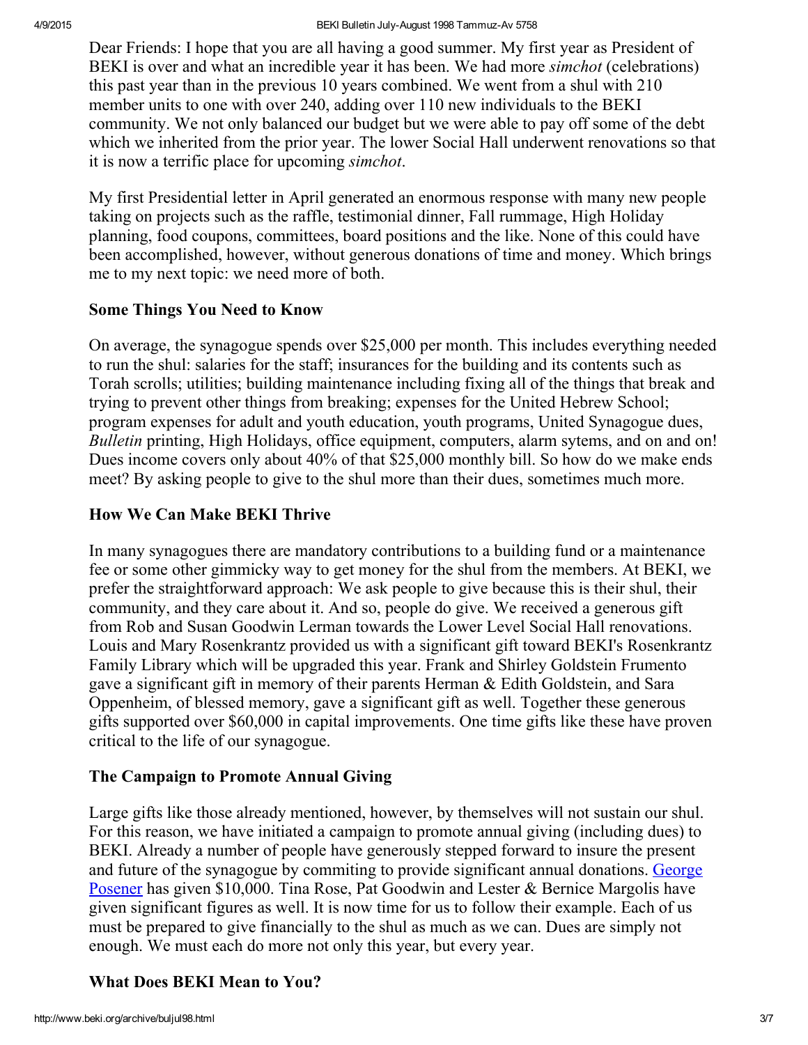Dear Friends: I hope that you are all having a good summer. My first year as President of BEKI is over and what an incredible year it has been. We had more *simchot* (celebrations) this past year than in the previous 10 years combined. We went from a shul with 210 member units to one with over 240, adding over 110 new individuals to the BEKI community. We not only balanced our budget but we were able to pay off some of the debt which we inherited from the prior year. The lower Social Hall underwent renovations so that it is now a terrific place for upcoming *simchot*.

My first Presidential letter in April generated an enormous response with many new people taking on projects such as the raffle, testimonial dinner, Fall rummage, High Holiday planning, food coupons, committees, board positions and the like. None of this could have been accomplished, however, without generous donations of time and money. Which brings me to my next topic: we need more of both.

### Some Things You Need to Know

On average, the synagogue spends over $25,000 per month. This includes everything needed to run the shul: salaries for the staff; insurances for the building and its contents such as Torah scrolls; utilities; building maintenance including fixing all of the things that break and trying to prevent other things from breaking; expenses for the United Hebrew School; program expenses for adult and youth education, youth programs, United Synagogue dues, *Bulletin* printing, High Holidays, office equipment, computers, alarm sytems, and on and on! Dues income covers only about 40% of that $25,000 monthly bill. So how do we make ends meet? By asking people to give to the shul more than their dues, sometimes much more.

### How We Can Make BEKI Thrive

In many synagogues there are mandatory contributions to a building fund or a maintenance fee or some other gimmicky way to get money for the shul from the members. At BEKI, we prefer the straightforward approach: We ask people to give because this is their shul, their community, and they care about it. And so, people do give. We received a generous gift from Rob and Susan Goodwin Lerman towards the Lower Level Social Hall renovations. Louis and Mary Rosenkrantz provided us with a significant gift toward BEKI's Rosenkrantz Family Library which will be upgraded this year. Frank and Shirley Goldstein Frumento gave a significant gift in memory of their parents Herman & Edith Goldstein, and Sara Oppenheim, of blessed memory, gave a significant gift as well. Together these generous gifts supported over $60,000 in capital improvements. One time gifts like these have proven critical to the life of our synagogue.

### The Campaign to Promote Annual Giving

Large gifts like those already mentioned, however, by themselves will not sustain our shul. For this reason, we have initiated a campaign to promote annual giving (including dues) to BEKI. Already a number of people have generously stepped forward to insure the present and future of the synagogue by commiting to provide significant annual donations. George Posener has given $10,000. Tina Rose, Pat Goodwin and Lester & Bernice Margolis have given significant figures as well. It is now time for us to follow their example. Each of us must be prepared to give financially to the shul as much as we can. Dues are simply not enough. We must each do more not only this year, but every year.

### What Does BEKI Mean to You?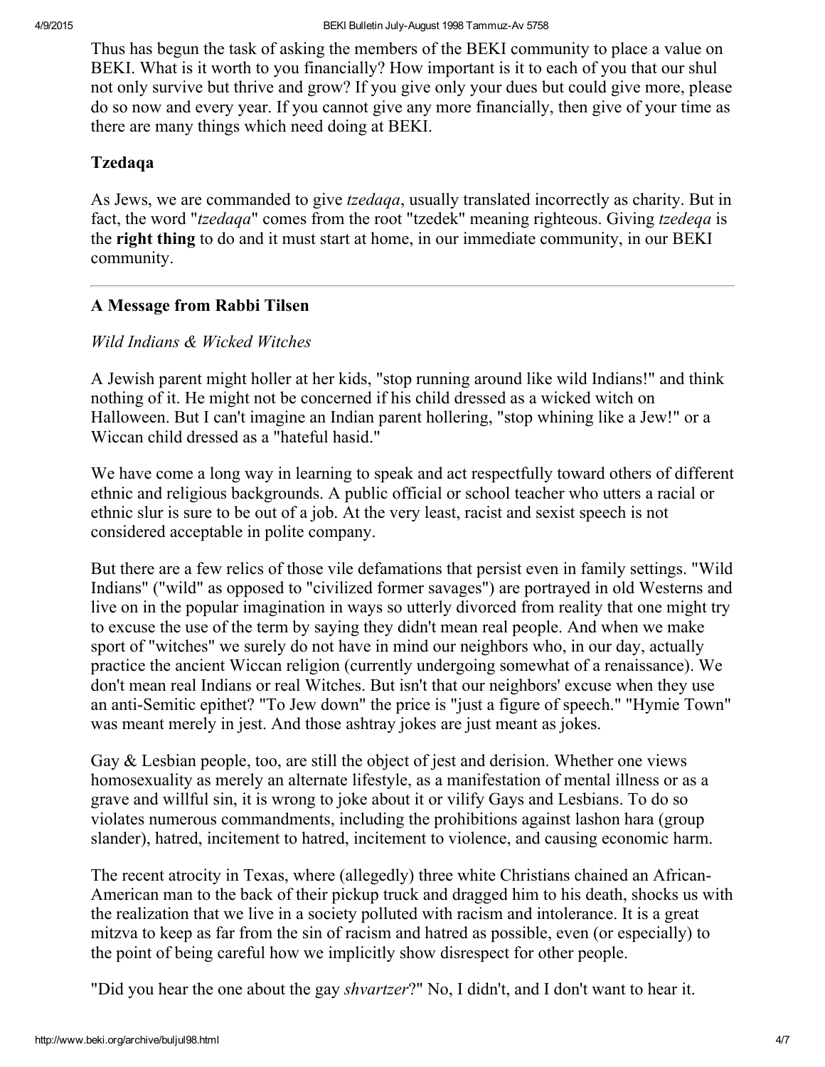Thus has begun the task of asking the members of the BEKI community to place a value on BEKI. What is it worth to you financially? How important is it to each of you that our shul not only survive but thrive and grow? If you give only your dues but could give more, please do so now and every year. If you cannot give any more financially, then give of your time as there are many things which need doing at BEKI.

### Tzedaqa

As Jews, we are commanded to give *tzedaqa*, usually translated incorrectly as charity. But in fact, the word "*tzedaqa*" comes from the root "tzedek" meaning righteous. Giving *tzedeqa* is the **right thing** to do and it must start at home, in our immediate community, in our BEKI community.

---

### A Message from Rabbi Tilsen

*Wild Indians & Wicked Witches*

A Jewish parent might holler at her kids, "stop running around like wild Indians!" and think nothing of it. He might not be concerned if his child dressed as a wicked witch on Halloween. But I can't imagine an Indian parent hollering, "stop whining like a Jew!" or a Wiccan child dressed as a "hateful hasid."

We have come a long way in learning to speak and act respectfully toward others of different ethnic and religious backgrounds. A public official or school teacher who utters a racial or ethnic slur is sure to be out of a job. At the very least, racist and sexist speech is not considered acceptable in polite company.

But there are a few relics of those vile defamations that persist even in family settings. "Wild Indians" ("wild" as opposed to "civilized former savages") are portrayed in old Westerns and live on in the popular imagination in ways so utterly divorced from reality that one might try to excuse the use of the term by saying they didn't mean real people. And when we make sport of "witches" we surely do not have in mind our neighbors who, in our day, actually practice the ancient Wiccan religion (currently undergoing somewhat of a renaissance). We don't mean real Indians or real Witches. But isn't that our neighbors' excuse when they use an anti-Semitic epithet? "To Jew down" the price is "just a figure of speech." "Hymie Town" was meant merely in jest. And those ashtray jokes are just meant as jokes.

Gay & Lesbian people, too, are still the object of jest and derision. Whether one views homosexuality as merely an alternate lifestyle, as a manifestation of mental illness or as a grave and willful sin, it is wrong to joke about it or vilify Gays and Lesbians. To do so violates numerous commandments, including the prohibitions against lashon hara (group slander), hatred, incitement to hatred, incitement to violence, and causing economic harm.

The recent atrocity in Texas, where (allegedly) three white Christians chained an African-American man to the back of their pickup truck and dragged him to his death, shocks us with the realization that we live in a society polluted with racism and intolerance. It is a great mitzva to keep as far from the sin of racism and hatred as possible, even (or especially) to the point of being careful how we implicitly show disrespect for other people.

"Did you hear the one about the gay *shvartzer*?" No, I didn't, and I don't want to hear it.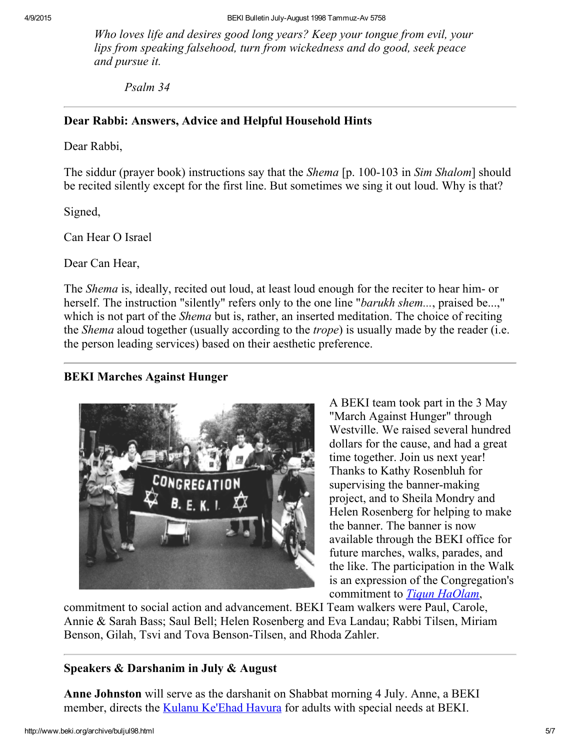*Who loves life and desires good long years? Keep your tongue from evil, your lips from speaking falsehood, turn from wickedness and do good, seek peace and pursue it.*

*Psalm 34*

---

### Dear Rabbi: Answers, Advice and Helpful Household Hints

Dear Rabbi,

The siddur (prayer book) instructions say that the *Shema* [p. 100-103 in *Sim Shalom*] should be recited silently except for the first line. But sometimes we sing it out loud. Why is that?

Signed,

Can Hear O Israel

Dear Can Hear,

The *Shema* is, ideally, recited out loud, at least loud enough for the reciter to hear him- or herself. The instruction "silently" refers only to the one line "*barukh shem...*, praised be...," which is not part of the *Shema* but is, rather, an inserted meditation. The choice of reciting the *Shema* aloud together (usually according to the *trope*) is usually made by the reader (i.e. the person leading services) based on their aesthetic preference.

---

### BEKI Marches Against Hunger

A BEKI team took part in the 3 May "March Against Hunger" through Westville. We raised several hundred dollars for the cause, and had a great time together. Join us next year! Thanks to Kathy Rosenbluh for supervising the banner-making project, and to Sheila Mondry and Helen Rosenberg for helping to make the banner. The banner is now available through the BEKI office for future marches, walks, parades, and the like. The participation in the Walk is an expression of the Congregation's commitment to [*Tiqun HaOlam*](), commitment to social action and advancement. BEKI Team walkers were Paul, Carole, Annie & Sarah Bass; Saul Bell; Helen Rosenberg and Eva Landau; Rabbi Tilsen, Miriam Benson, Gilah, Tsvi and Tova Benson-Tilsen, and Rhoda Zahler.

---

### Speakers & Darshanim in July & August

**Anne Johnston** will serve as the darshanit on Shabbat morning 4 July. Anne, a BEKI member, directs the [Kulanu Ke'Ehad Havura]() for adults with special needs at BEKI.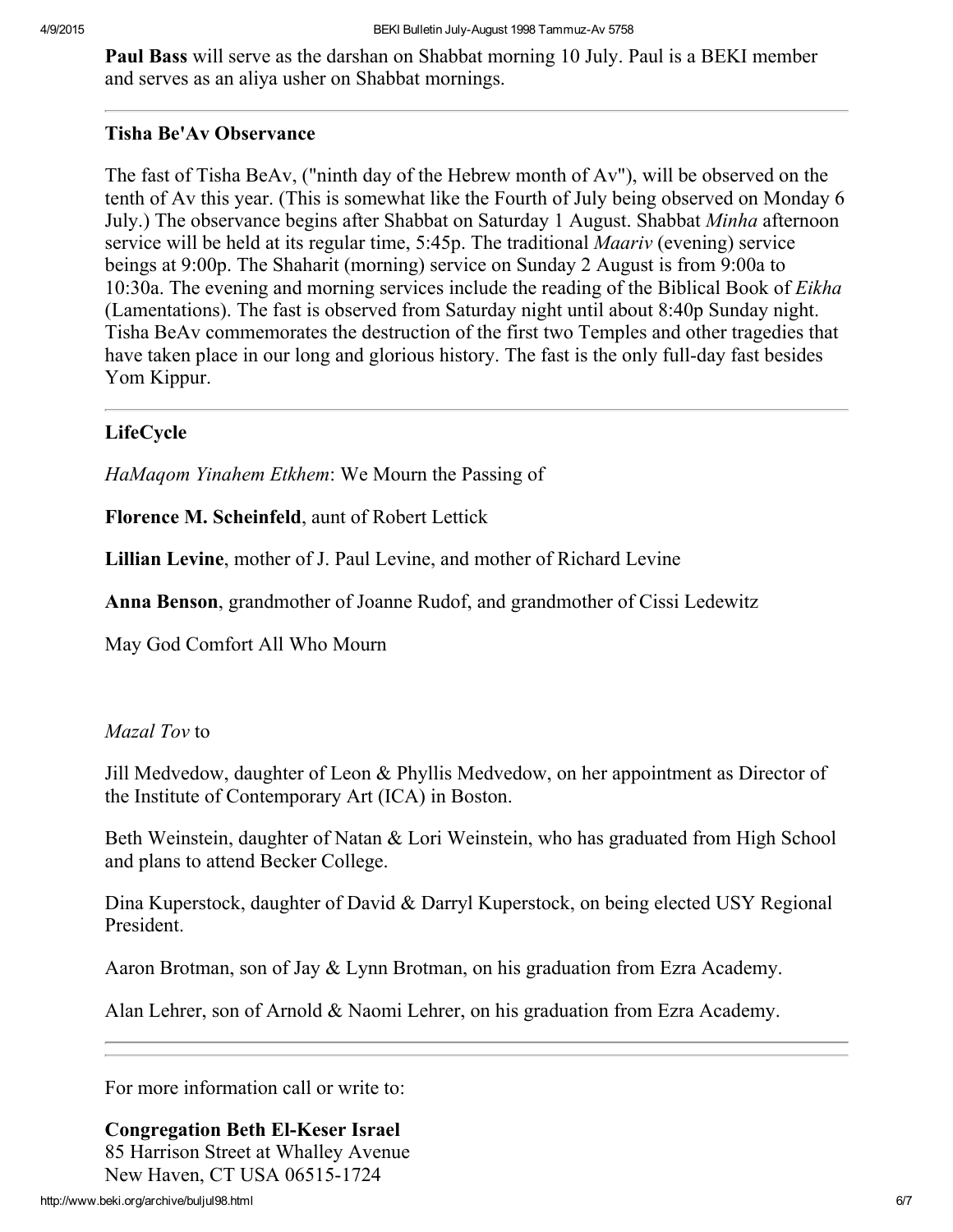**Paul Bass** will serve as the darshan on Shabbat morning 10 July. Paul is a BEKI member and serves as an aliya usher on Shabbat mornings.

---

### Tisha Be'Av Observance

The fast of Tisha BeAv, ("ninth day of the Hebrew month of Av"), will be observed on the tenth of Av this year. (This is somewhat like the Fourth of July being observed on Monday 6 July.) The observance begins after Shabbat on Saturday 1 August. Shabbat *Minha* afternoon service will be held at its regular time, 5:45p. The traditional *Maariv* (evening) service beings at 9:00p. The Shaharit (morning) service on Sunday 2 August is from 9:00a to 10:30a. The evening and morning services include the reading of the Biblical Book of *Eikha* (Lamentations). The fast is observed from Saturday night until about 8:40p Sunday night. Tisha BeAv commemorates the destruction of the first two Temples and other tragedies that have taken place in our long and glorious history. The fast is the only full-day fast besides Yom Kippur.

---

### LifeCycle

*HaMaqom Yinahem Etkhem*: We Mourn the Passing of

**Florence M. Scheinfeld**, aunt of Robert Lettick

**Lillian Levine**, mother of J. Paul Levine, and mother of Richard Levine

**Anna Benson**, grandmother of Joanne Rudof, and grandmother of Cissi Ledewitz

May God Comfort All Who Mourn

*Mazal Tov* to

Jill Medvedow, daughter of Leon & Phyllis Medvedow, on her appointment as Director of the Institute of Contemporary Art (ICA) in Boston.

Beth Weinstein, daughter of Natan & Lori Weinstein, who has graduated from High School and plans to attend Becker College.

Dina Kuperstock, daughter of David & Darryl Kuperstock, on being elected USY Regional President.

Aaron Brotman, son of Jay & Lynn Brotman, on his graduation from Ezra Academy.

Alan Lehrer, son of Arnold & Naomi Lehrer, on his graduation from Ezra Academy.

---

For more information call or write to:

**Congregation Beth El-Keser Israel**
85 Harrison Street at Whalley Avenue
New Haven, CT USA 06515-1724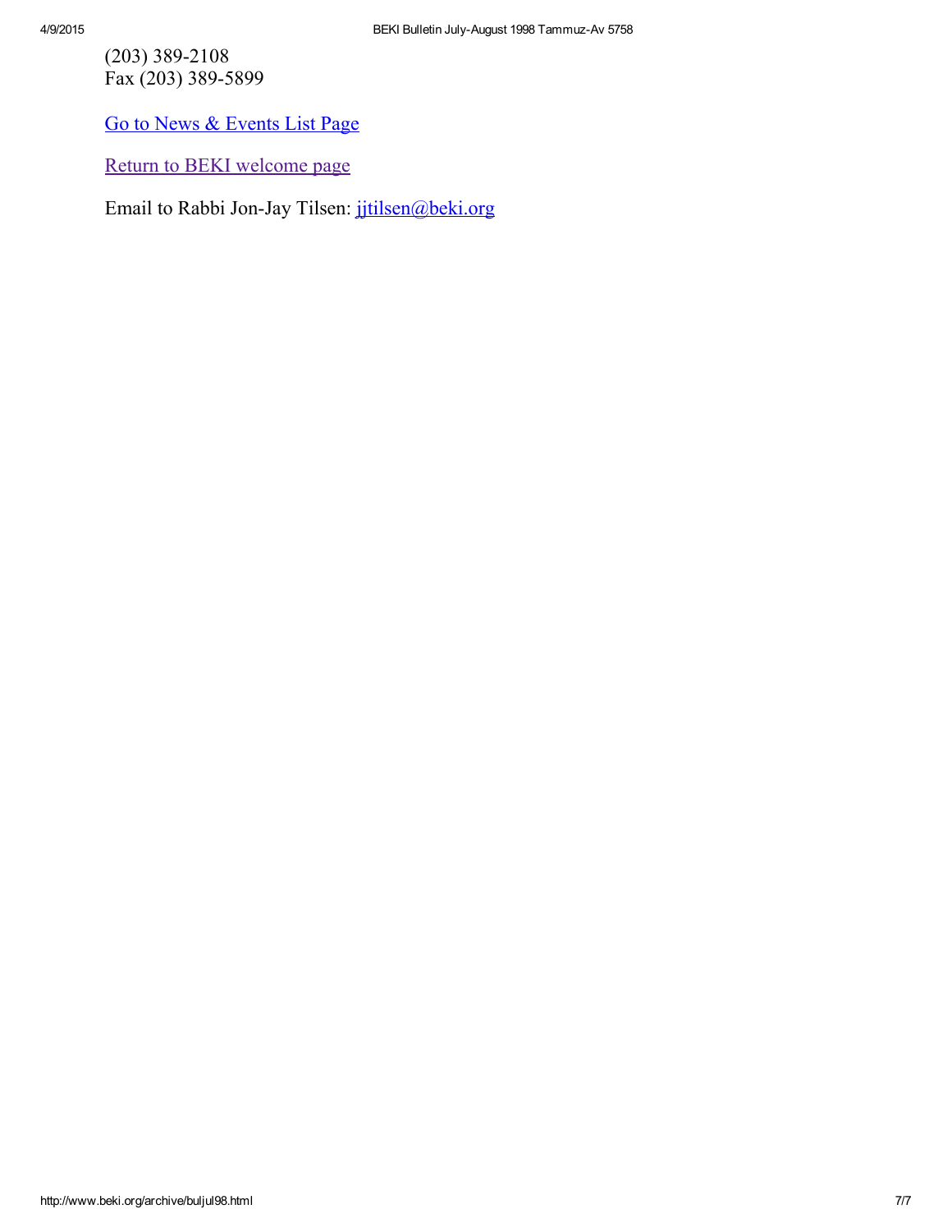(203) 389-2108
Fax (203) 389-5899

Go to News & Events List Page

Return to BEKI welcome page

Email to Rabbi Jon-Jay Tilsen: jjtilsen@beki.org